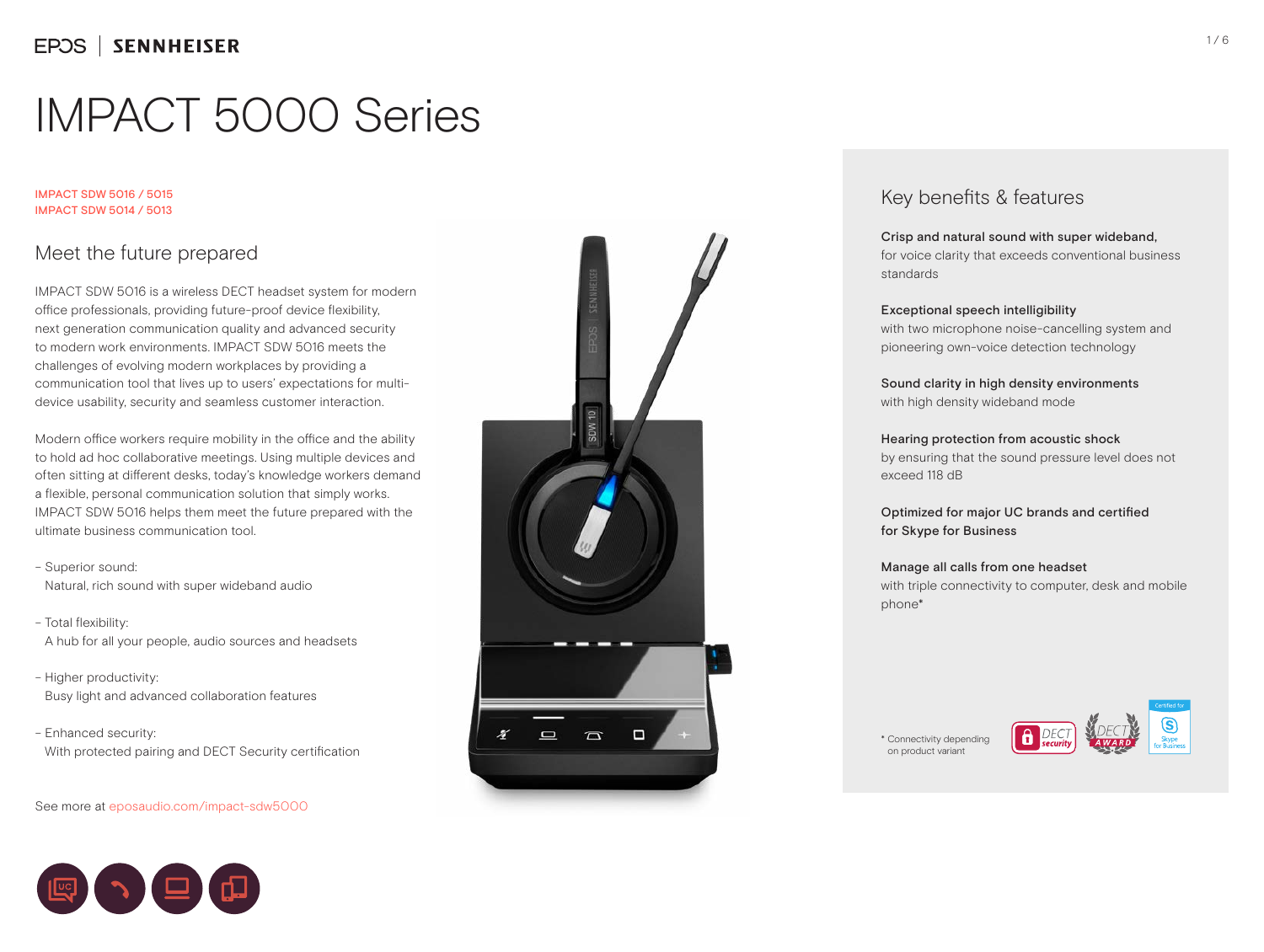EPOS | SENNHEISER

# IMPACT 5000 Series

IMPACT SDW 5016 / 5015
IMPACT SDW 5014 / 5013

## Meet the future prepared

IMPACT SDW 5016 is a wireless DECT headset system for modern office professionals, providing future-proof device flexibility, next generation communication quality and advanced security to modern work environments. IMPACT SDW 5016 meets the challenges of evolving modern workplaces by providing a communication tool that lives up to users' expectations for multi-device usability, security and seamless customer interaction.

Modern office workers require mobility in the office and the ability to hold ad hoc collaborative meetings. Using multiple devices and often sitting at different desks, today's knowledge workers demand a flexible, personal communication solution that simply works. IMPACT SDW 5016 helps them meet the future prepared with the ultimate business communication tool.

- Superior sound:
  Natural, rich sound with super wideband audio
- Total flexibility:
  A hub for all your people, audio sources and headsets
- Higher productivity:
  Busy light and advanced collaboration features
- Enhanced security:
  With protected pairing and DECT Security certification

See more at eposaudio.com/impact-sdw5000

## Key benefits & features

**Crisp and natural sound with super wideband,**
for voice clarity that exceeds conventional business standards

**Exceptional speech intelligibility**
with two microphone noise-cancelling system and pioneering own-voice detection technology

**Sound clarity in high density environments**
with high density wideband mode

**Hearing protection from acoustic shock**
by ensuring that the sound pressure level does not exceed 118 dB

**Optimized for major UC brands and certified for Skype for Business**

**Manage all calls from one headset**
with triple connectivity to computer, desk and mobile phone*

* Connectivity depending on product variant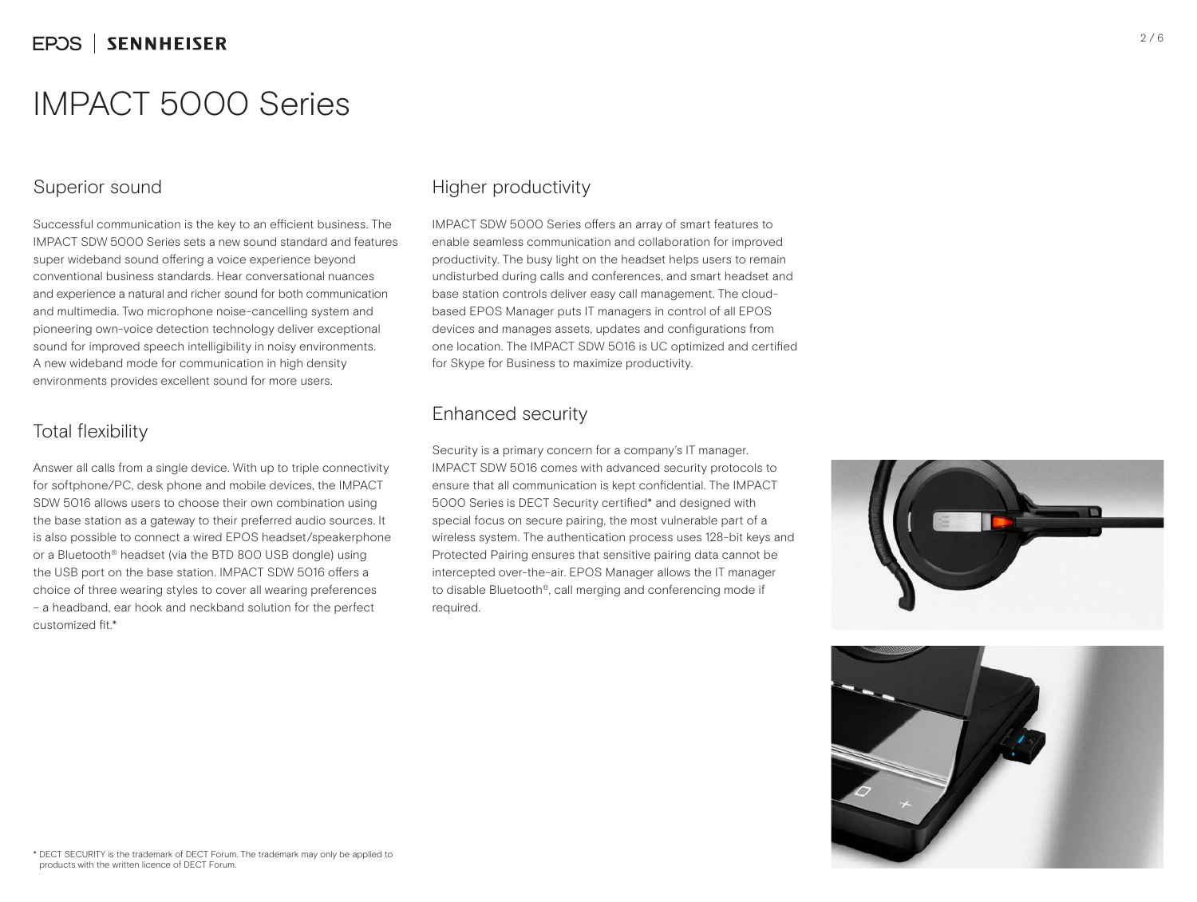# IMPACT 5000 Series

## Superior sound

Successful communication is the key to an efficient business. The IMPACT SDW 5000 Series sets a new sound standard and features super wideband sound offering a voice experience beyond conventional business standards. Hear conversational nuances and experience a natural and richer sound for both communication and multimedia. Two microphone noise-cancelling system and pioneering own-voice detection technology deliver exceptional sound for improved speech intelligibility in noisy environments. A new wideband mode for communication in high density environments provides excellent sound for more users.

## Total flexibility

Answer all calls from a single device. With up to triple connectivity for softphone/PC, desk phone and mobile devices, the IMPACT SDW 5016 allows users to choose their own combination using the base station as a gateway to their preferred audio sources. It is also possible to connect a wired EPOS headset/speakerphone or a Bluetooth® headset (via the BTD 800 USB dongle) using the USB port on the base station. IMPACT SDW 5016 offers a choice of three wearing styles to cover all wearing preferences – a headband, ear hook and neckband solution for the perfect customized fit.*

## Higher productivity

IMPACT SDW 5000 Series offers an array of smart features to enable seamless communication and collaboration for improved productivity. The busy light on the headset helps users to remain undisturbed during calls and conferences, and smart headset and base station controls deliver easy call management. The cloud-based EPOS Manager puts IT managers in control of all EPOS devices and manages assets, updates and configurations from one location. The IMPACT SDW 5016 is UC optimized and certified for Skype for Business to maximize productivity.

## Enhanced security

Security is a primary concern for a company's IT manager. IMPACT SDW 5016 comes with advanced security protocols to ensure that all communication is kept confidential. The IMPACT 5000 Series is DECT Security certified* and designed with special focus on secure pairing, the most vulnerable part of a wireless system. The authentication process uses 128-bit keys and Protected Pairing ensures that sensitive pairing data cannot be intercepted over-the-air. EPOS Manager allows the IT manager to disable Bluetooth®, call merging and conferencing mode if required.

* DECT SECURITY is the trademark of DECT Forum. The trademark may only be applied to products with the written licence of DECT Forum.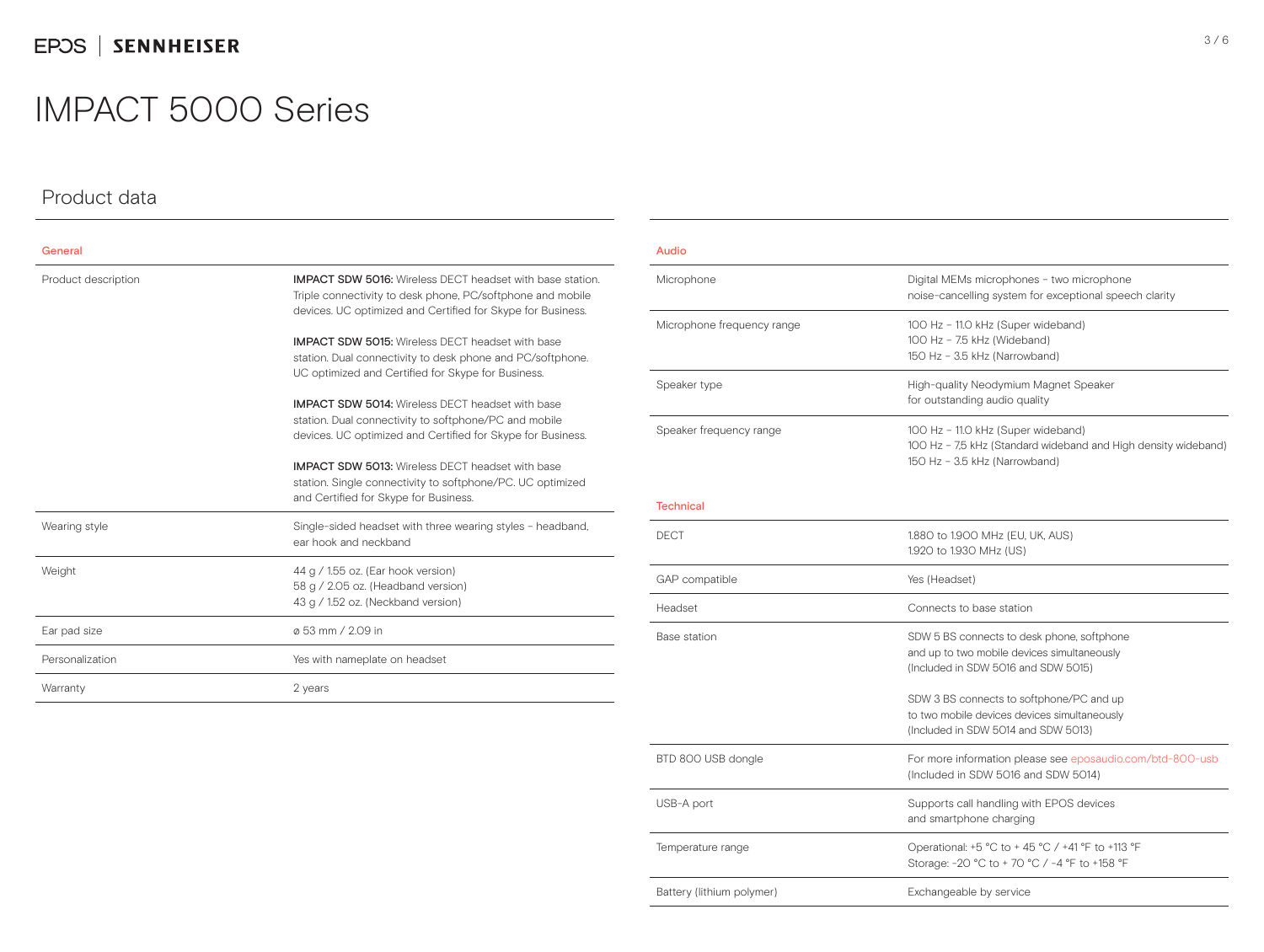# IMPACT 5000 Series

## Product data

### General

| | |
|---|---|
| Product description | **IMPACT SDW 5016:** Wireless DECT headset with base station. Triple connectivity to desk phone, PC/softphone and mobile devices. UC optimized and Certified for Skype for Business.<br><br>**IMPACT SDW 5015:** Wireless DECT headset with base station. Dual connectivity to desk phone and PC/softphone. UC optimized and Certified for Skype for Business.<br><br>**IMPACT SDW 5014:** Wireless DECT headset with base station. Dual connectivity to softphone/PC and mobile devices. UC optimized and Certified for Skype for Business.<br><br>**IMPACT SDW 5013:** Wireless DECT headset with base station. Single connectivity to softphone/PC. UC optimized and Certified for Skype for Business. |
| Wearing style | Single-sided headset with three wearing styles – headband, ear hook and neckband |
| Weight | 44 g / 1.55 oz. (Ear hook version)<br>58 g / 2.05 oz. (Headband version)<br>43 g / 1.52 oz. (Neckband version) |
| Ear pad size | ⌀ 53 mm / 2.09 in |
| Personalization | Yes with nameplate on headset |
| Warranty | 2 years |

### Audio

| | |
|---|---|
| Microphone | Digital MEMs microphones – two microphone noise-cancelling system for exceptional speech clarity |
| Microphone frequency range | 100 Hz – 11.0 kHz (Super wideband)<br>100 Hz – 7.5 kHz (Wideband)<br>150 Hz – 3.5 kHz (Narrowband) |
| Speaker type | High-quality Neodymium Magnet Speaker for outstanding audio quality |
| Speaker frequency range | 100 Hz – 11.0 kHz (Super wideband)<br>100 Hz – 7.5 kHz (Standard wideband and High density wideband)<br>150 Hz – 3.5 kHz (Narrowband) |

### Technical

| | |
|---|---|
| DECT | 1.880 to 1.900 MHz (EU, UK, AUS)<br>1.920 to 1.930 MHz (US) |
| GAP compatible | Yes (Headset) |
| Headset | Connects to base station |
| Base station | SDW 5 BS connects to desk phone, softphone and up to two mobile devices simultaneously (Included in SDW 5016 and SDW 5015)<br><br>SDW 3 BS connects to softphone/PC and up to two mobile devices devices simultaneously (Included in SDW 5014 and SDW 5013) |
| BTD 800 USB dongle | For more information please see eposaudio.com/btd-800-usb (Included in SDW 5016 and SDW 5014) |
| USB-A port | Supports call handling with EPOS devices and smartphone charging |
| Temperature range | Operational: +5 °C to + 45 °C / +41 °F to +113 °F<br>Storage: -20 °C to + 70 °C / -4 °F to +158 °F |
| Battery (lithium polymer) | Exchangeable by service |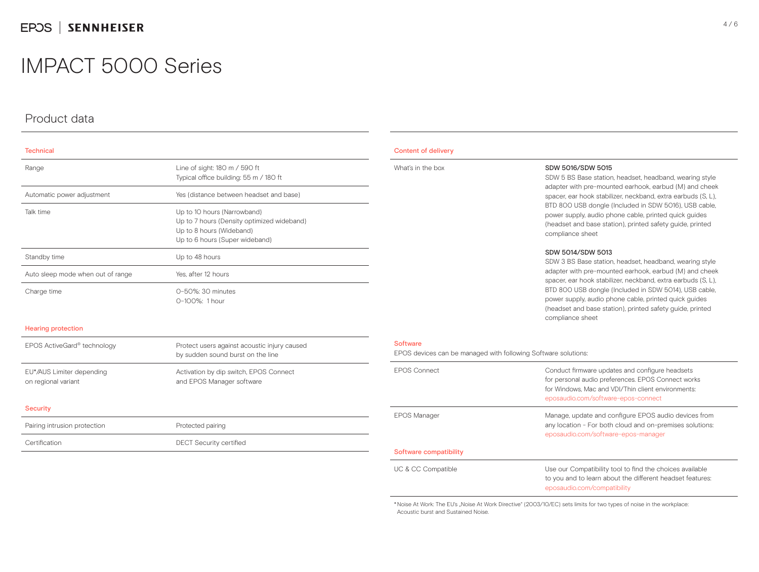# IMPACT 5000 Series

## Product data

### Technical

| | |
|---|---|
| Range | Line of sight: 180 m / 590 ft<br>Typical office building: 55 m / 180 ft |
| Automatic power adjustment | Yes (distance between headset and base) |
| Talk time | Up to 10 hours (Narrowband)<br>Up to 7 hours (Density optimized wideband)<br>Up to 8 hours (Wideband)<br>Up to 6 hours (Super wideband) |
| Standby time | Up to 48 hours |
| Auto sleep mode when out of range | Yes, after 12 hours |
| Charge time | 0–50%: 30 minutes<br>0–100%: 1 hour |

### Hearing protection

| | |
|---|---|
| EPOS ActiveGard® technology | Protect users against acoustic injury caused by sudden sound burst on the line |
| EU*/AUS Limiter depending on regional variant | Activation by dip switch, EPOS Connect and EPOS Manager software |

### Security

| | |
|---|---|
| Pairing intrusion protection | Protected pairing |
| Certification | DECT Security certified |

### Content of delivery

| | |
|---|---|
| What's in the box | **SDW 5016/SDW 5015**<br>SDW 5 BS Base station, headset, headband, wearing style adapter with pre-mounted earhook, earbud (M) and cheek spacer, ear hook stabilizer, neckband, extra earbuds (S, L), BTD 800 USB dongle (Included in SDW 5016), USB cable, power supply, audio phone cable, printed quick guides (headset and base station), printed safety guide, printed compliance sheet<br><br>**SDW 5014/SDW 5013**<br>SDW 3 BS Base station, headset, headband, wearing style adapter with pre-mounted earhook, earbud (M) and cheek spacer, ear hook stabilizer, neckband, extra earbuds (S, L), BTD 800 USB dongle (Included in SDW 5014), USB cable, power supply, audio phone cable, printed quick guides (headset and base station), printed safety guide, printed compliance sheet |

### Software

EPOS devices can be managed with following Software solutions:

| | |
|---|---|
| EPOS Connect | Conduct firmware updates and configure headsets for personal audio preferences. EPOS Connect works for Windows, Mac and VDI/Thin client environments: eposaudio.com/software-epos-connect |
| EPOS Manager | Manage, update and configure EPOS audio devices from any location - For both cloud and on-premises solutions: eposaudio.com/software-epos-manager |

### Software compatibility

| | |
|---|---|
| UC & CC Compatible | Use our Compatibility tool to find the choices available to you and to learn about the different headset features: eposaudio.com/compatibility |

* Noise At Work: The EU's „Noise At Work Directive" (2003/10/EC) sets limits for two types of noise in the workplace: Acoustic burst and Sustained Noise.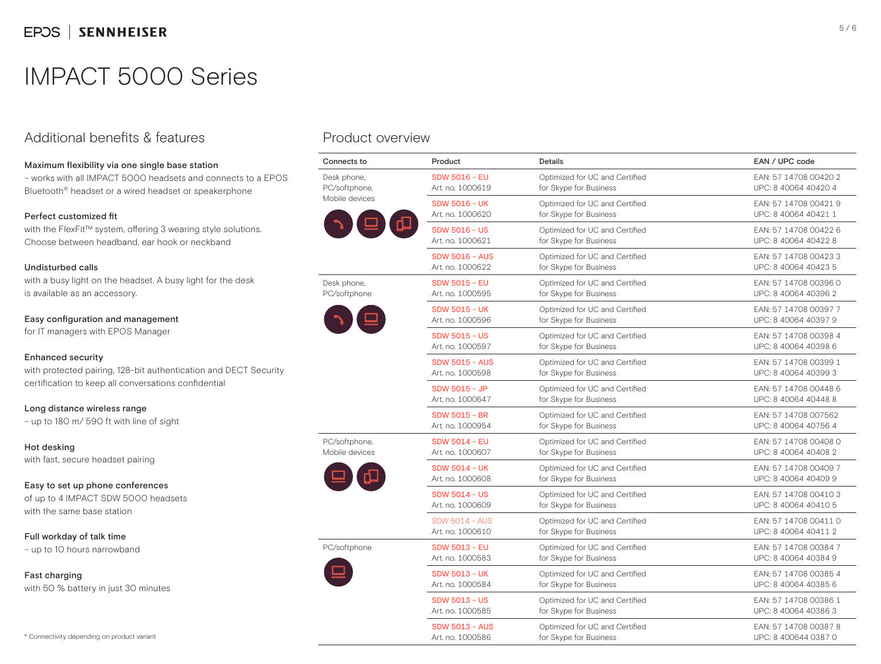# IMPACT 5000 Series

## Additional benefits & features

**Maximum flexibility via one single base station**
– works with all IMPACT 5000 headsets and connects to a EPOS Bluetooth® headset or a wired headset or speakerphone

**Perfect customized fit**
with the FlexFit™ system, offering 3 wearing style solutions. Choose between headband, ear hook or neckband

**Undisturbed calls**
with a busy light on the headset. A busy light for the desk is available as an accessory.

**Easy configuration and management**
for IT managers with EPOS Manager

**Enhanced security**
with protected pairing, 128-bit authentication and DECT Security certification to keep all conversations confidential

**Long distance wireless range**
– up to 180 m/ 590 ft with line of sight

**Hot desking**
with fast, secure headset pairing

**Easy to set up phone conferences**
of up to 4 IMPACT SDW 5000 headsets with the same base station

**Full workday of talk time**
– up to 10 hours narrowband

**Fast charging**
with 50 % battery in just 30 minutes

\* Connectivity depending on product variant

## Product overview

| Connects to | Product | Details | EAN / UPC code |
|---|---|---|---|
| Desk phone, PC/softphone, Mobile devices | SDW 5016 - EU<br>Art. no. 1000619 | Optimized for UC and Certified for Skype for Business | EAN: 57 14708 00420 2<br>UPC: 8 40064 40420 4 |
| | SDW 5016 - UK<br>Art. no. 1000620 | Optimized for UC and Certified for Skype for Business | EAN: 57 14708 00421 9<br>UPC: 8 40064 40421 1 |
| | SDW 5016 - US<br>Art. no. 1000621 | Optimized for UC and Certified for Skype for Business | EAN: 57 14708 00422 6<br>UPC: 8 40064 40422 8 |
| | SDW 5016 - AUS<br>Art. no. 1000622 | Optimized for UC and Certified for Skype for Business | EAN: 57 14708 00423 3<br>UPC: 8 40064 40423 5 |
| Desk phone, PC/softphone | SDW 5015 - EU<br>Art. no. 1000595 | Optimized for UC and Certified for Skype for Business | EAN: 57 14708 00396 0<br>UPC: 8 40064 40396 2 |
| | SDW 5015 - UK<br>Art. no. 1000596 | Optimized for UC and Certified for Skype for Business | EAN: 57 14708 00397 7<br>UPC: 8 40064 40397 9 |
| | SDW 5015 - US<br>Art. no. 1000597 | Optimized for UC and Certified for Skype for Business | EAN: 57 14708 00398 4<br>UPC: 8 40064 40398 6 |
| | SDW 5015 - AUS<br>Art. no. 1000598 | Optimized for UC and Certified for Skype for Business | EAN: 57 14708 00399 1<br>UPC: 8 40064 40399 3 |
| | SDW 5015 - JP<br>Art. no. 1000647 | Optimized for UC and Certified for Skype for Business | EAN: 57 14708 00448 6<br>UPC: 8 40064 40448 8 |
| | SDW 5015 - BR<br>Art. no. 1000954 | Optimized for UC and Certified for Skype for Business | EAN: 57 14708 007562<br>UPC: 8 40064 40756 4 |
| PC/softphone, Mobile devices | SDW 5014 - EU<br>Art. no. 1000607 | Optimized for UC and Certified for Skype for Business | EAN: 57 14708 00408 0<br>UPC: 8 40064 40408 2 |
| | SDW 5014 - UK<br>Art. no. 1000608 | Optimized for UC and Certified for Skype for Business | EAN: 57 14708 00409 7<br>UPC: 8 40064 40409 9 |
| | SDW 5014 - US<br>Art. no. 1000609 | Optimized for UC and Certified for Skype for Business | EAN: 57 14708 00410 3<br>UPC: 8 40064 40410 5 |
| | SDW 5014 - AUS<br>Art. no. 1000610 | Optimized for UC and Certified for Skype for Business | EAN: 57 14708 00411 0<br>UPC: 8 40064 40411 2 |
| PC/softphone | SDW 5013 - EU<br>Art. no. 1000583 | Optimized for UC and Certified for Skype for Business | EAN: 57 14708 00384 7<br>UPC: 8 40064 40384 9 |
| | SDW 5013 - UK<br>Art. no. 1000584 | Optimized for UC and Certified for Skype for Business | EAN: 57 14708 00385 4<br>UPC: 8 40064 40385 6 |
| | SDW 5013 - US<br>Art. no. 1000585 | Optimized for UC and Certified for Skype for Business | EAN: 57 14708 00386 1<br>UPC: 8 40064 40386 3 |
| | SDW 5013 - AUS<br>Art. no. 1000586 | Optimized for UC and Certified for Skype for Business | EAN: 57 14708 00387 8<br>UPC: 8 400644 0387 0 |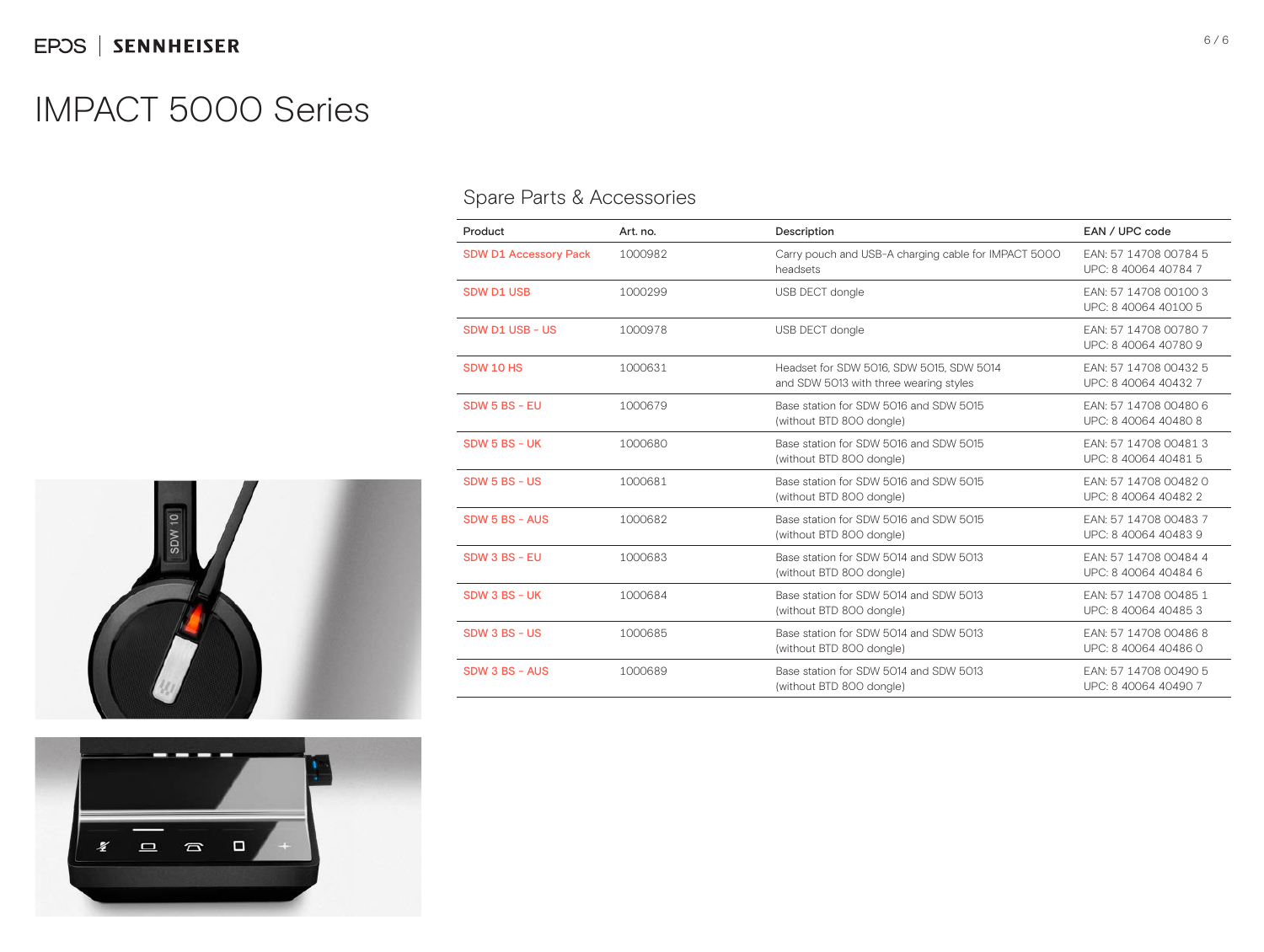# IMPACT 5000 Series

## Spare Parts & Accessories

| Product | Art. no. | Description | EAN / UPC code |
|---|---|---|---|
| SDW D1 Accessory Pack | 1000982 | Carry pouch and USB-A charging cable for IMPACT 5000 headsets | EAN: 57 14708 00784 5<br>UPC: 8 40064 40784 7 |
| SDW D1 USB | 1000299 | USB DECT dongle | EAN: 57 14708 00100 3<br>UPC: 8 40064 40100 5 |
| SDW D1 USB - US | 1000978 | USB DECT dongle | EAN: 57 14708 00780 7<br>UPC: 8 40064 40780 9 |
| SDW 10 HS | 1000631 | Headset for SDW 5016, SDW 5015, SDW 5014 and SDW 5013 with three wearing styles | EAN: 57 14708 00432 5<br>UPC: 8 40064 40432 7 |
| SDW 5 BS - EU | 1000679 | Base station for SDW 5016 and SDW 5015 (without BTD 800 dongle) | EAN: 57 14708 00480 6<br>UPC: 8 40064 40480 8 |
| SDW 5 BS - UK | 1000680 | Base station for SDW 5016 and SDW 5015 (without BTD 800 dongle) | EAN: 57 14708 00481 3<br>UPC: 8 40064 40481 5 |
| SDW 5 BS - US | 1000681 | Base station for SDW 5016 and SDW 5015 (without BTD 800 dongle) | EAN: 57 14708 00482 0<br>UPC: 8 40064 40482 2 |
| SDW 5 BS - AUS | 1000682 | Base station for SDW 5016 and SDW 5015 (without BTD 800 dongle) | EAN: 57 14708 00483 7<br>UPC: 8 40064 40483 9 |
| SDW 3 BS - EU | 1000683 | Base station for SDW 5014 and SDW 5013 (without BTD 800 dongle) | EAN: 57 14708 00484 4<br>UPC: 8 40064 40484 6 |
| SDW 3 BS - UK | 1000684 | Base station for SDW 5014 and SDW 5013 (without BTD 800 dongle) | EAN: 57 14708 00485 1<br>UPC: 8 40064 40485 3 |
| SDW 3 BS - US | 1000685 | Base station for SDW 5014 and SDW 5013 (without BTD 800 dongle) | EAN: 57 14708 00486 8<br>UPC: 8 40064 40486 0 |
| SDW 3 BS - AUS | 1000689 | Base station for SDW 5014 and SDW 5013 (without BTD 800 dongle) | EAN: 57 14708 00490 5<br>UPC: 8 40064 40490 7 |